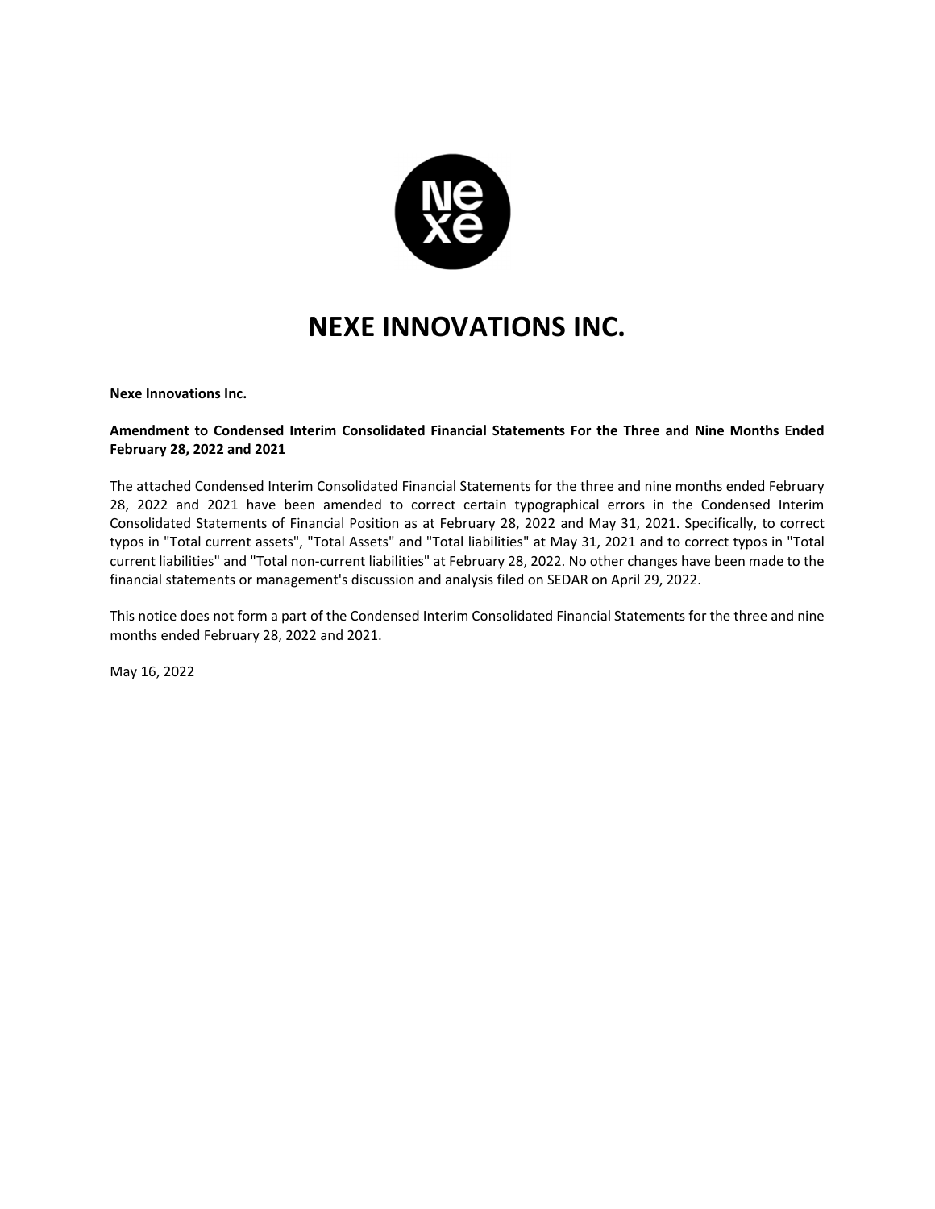# NEXE INNOVATIONS INC.

**Nexe Innovations Inc.**

**Amendment to Condensed Interim Consolidated Financial Statements For the Three and Nine Months Ended February 28, 2022 and 2021**

The attached Condensed Interim Consolidated Financial Statements for the three and nine months ended February 28, 2022 and 2021 have been amended to correct certain typographical errors in the Condensed Interim Consolidated Statements of Financial Position as at February 28, 2022 and May 31, 2021. Specifically, to correct typos in "Total current assets", "Total Assets" and "Total liabilities" at May 31, 2021 and to correct typos in "Total current liabilities" and "Total non-current liabilities" at February 28, 2022. No other changes have been made to the financial statements or management's discussion and analysis filed on SEDAR on April 29, 2022.

This notice does not form a part of the Condensed Interim Consolidated Financial Statements for the three and nine months ended February 28, 2022 and 2021.

May 16, 2022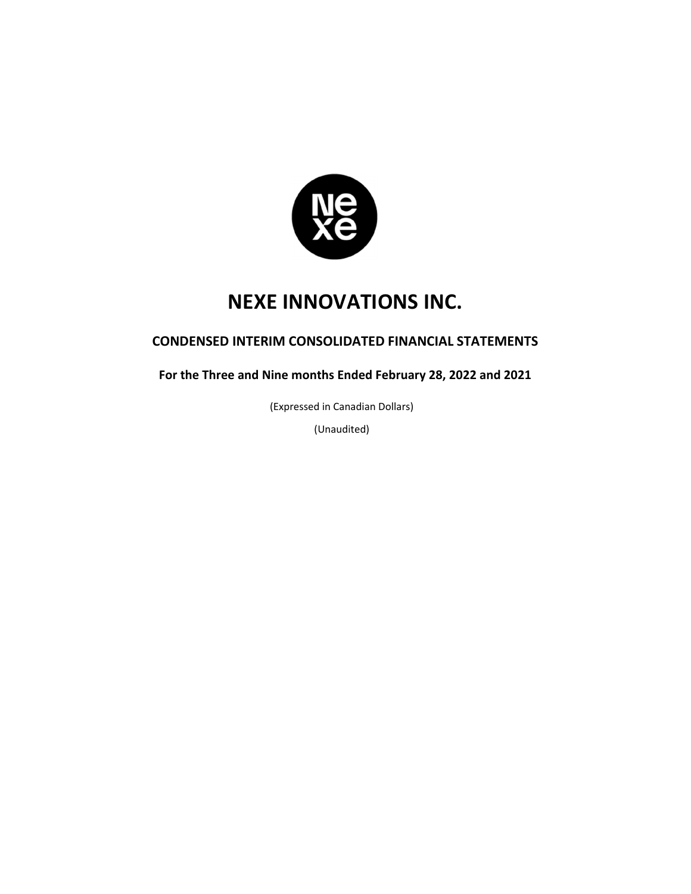# NEXE INNOVATIONS INC.

## CONDENSED INTERIM CONSOLIDATED FINANCIAL STATEMENTS

### For the Three and Nine months Ended February 28, 2022 and 2021

(Expressed in Canadian Dollars)

(Unaudited)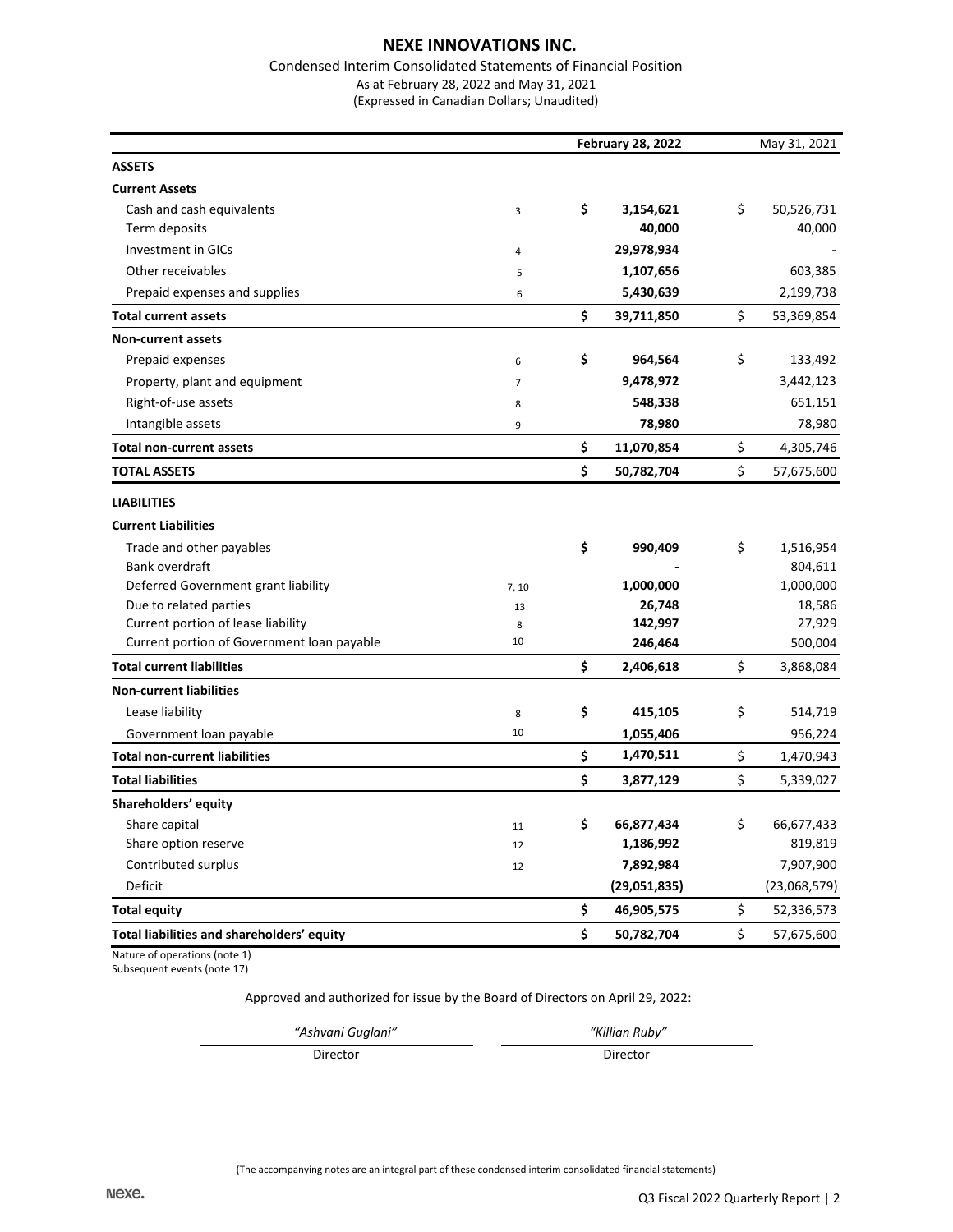# NEXE INNOVATIONS INC.

Condensed Interim Consolidated Statements of Financial Position

As at February 28, 2022 and May 31, 2021

(Expressed in Canadian Dollars; Unaudited)

| | Note | February 28, 2022 | May 31, 2021 |
|---|---|---|---|
| **ASSETS** | | | |
| **Current Assets** | | | |
| Cash and cash equivalents | 3 | $ 3,154,621 | $ 50,526,731 |
| Term deposits | | 40,000 | 40,000 |
| Investment in GICs | 4 | 29,978,934 | - |
| Other receivables | 5 | 1,107,656 | 603,385 |
| Prepaid expenses and supplies | 6 | 5,430,639 | 2,199,738 |
| **Total current assets** | | $ 39,711,850 | $ 53,369,854 |
| **Non-current assets** | | | |
| Prepaid expenses | 6 | $ 964,564 | $ 133,492 |
| Property, plant and equipment | 7 | 9,478,972 | 3,442,123 |
| Right-of-use assets | 8 | 548,338 | 651,151 |
| Intangible assets | 9 | 78,980 | 78,980 |
| **Total non-current assets** | | $ 11,070,854 | $ 4,305,746 |
| **TOTAL ASSETS** | | $ 50,782,704 | $ 57,675,600 |
| **LIABILITIES** | | | |
| **Current Liabilities** | | | |
| Trade and other payables | | $ 990,409 | $ 1,516,954 |
| Bank overdraft | | - | 804,611 |
| Deferred Government grant liability | 7, 10 | 1,000,000 | 1,000,000 |
| Due to related parties | 13 | 26,748 | 18,586 |
| Current portion of lease liability | 8 | 142,997 | 27,929 |
| Current portion of Government loan payable | 10 | 246,464 | 500,004 |
| **Total current liabilities** | | $ 2,406,618 | $ 3,868,084 |
| **Non-current liabilities** | | | |
| Lease liability | 8 | $ 415,105 | $ 514,719 |
| Government loan payable | 10 | 1,055,406 | 956,224 |
| **Total non-current liabilities** | | $ 1,470,511 | $ 1,470,943 |
| **Total liabilities** | | $ 3,877,129 | $ 5,339,027 |
| **Shareholders' equity** | | | |
| Share capital | 11 | $ 66,877,434 | $ 66,677,433 |
| Share option reserve | 12 | 1,186,992 | 819,819 |
| Contributed surplus | 12 | 7,892,984 | 7,907,900 |
| Deficit | | (29,051,835) | (23,068,579) |
| **Total equity** | | $ 46,905,575 | $ 52,336,573 |
| **Total liabilities and shareholders' equity** | | $ 50,782,704 | $ 57,675,600 |

Nature of operations (note 1)
Subsequent events (note 17)

Approved and authorized for issue by the Board of Directors on April 29, 2022:

| *"Ashvani Guglani"* | *"Killian Ruby"* |
|---|---|
| Director | Director |

(The accompanying notes are an integral part of these condensed interim consolidated financial statements)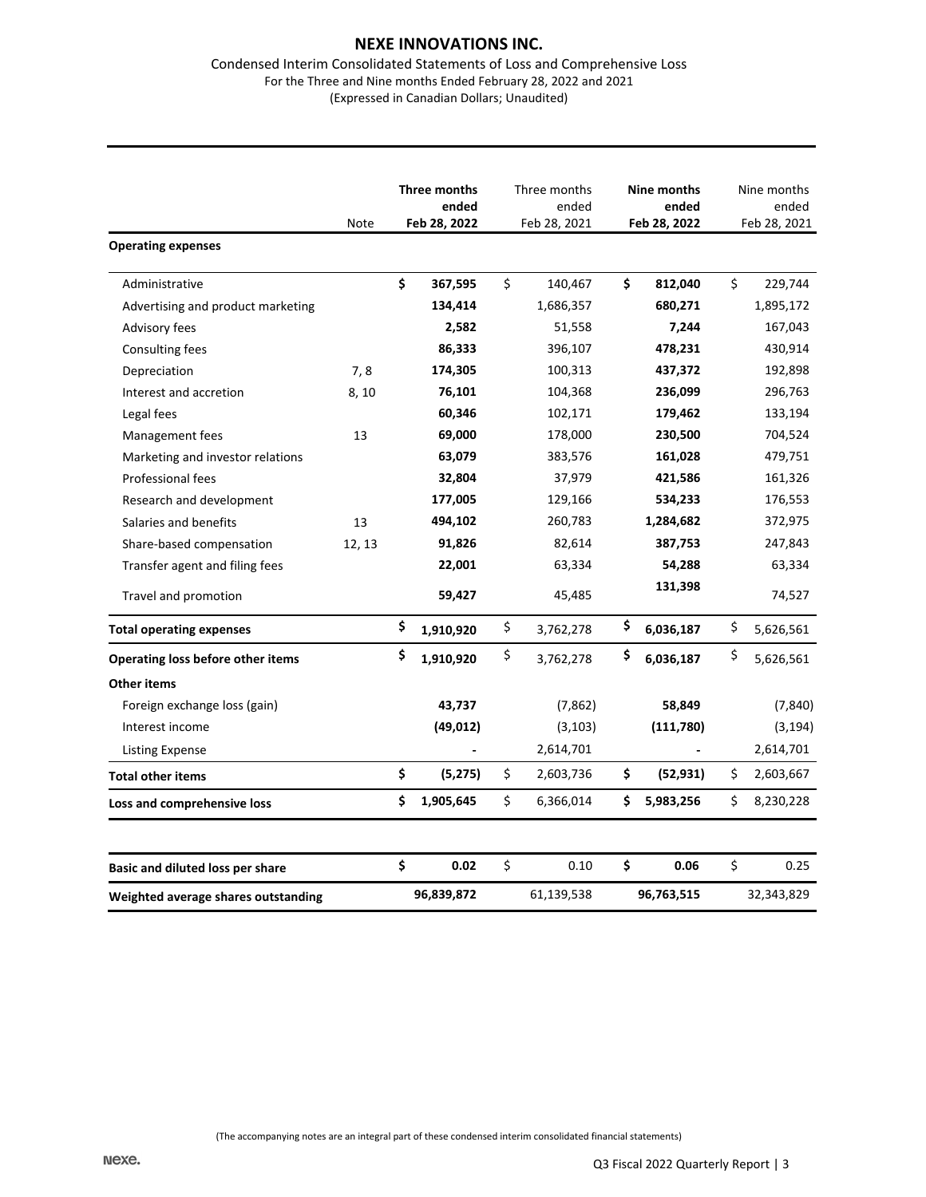# NEXE INNOVATIONS INC.

Condensed Interim Consolidated Statements of Loss and Comprehensive Loss
For the Three and Nine months Ended February 28, 2022 and 2021
(Expressed in Canadian Dollars; Unaudited)

| | Note | **Three months ended Feb 28, 2022** | Three months ended Feb 28, 2021 | **Nine months ended Feb 28, 2022** | Nine months ended Feb 28, 2021 |
|---|---|---|---|---|---|
| **Operating expenses** | | | | | |
| Administrative | | **$ 367,595** | $ 140,467 | **$ 812,040** | $ 229,744 |
| Advertising and product marketing | | **134,414** | 1,686,357 | **680,271** | 1,895,172 |
| Advisory fees | | **2,582** | 51,558 | **7,244** | 167,043 |
| Consulting fees | | **86,333** | 396,107 | **478,231** | 430,914 |
| Depreciation | 7, 8 | **174,305** | 100,313 | **437,372** | 192,898 |
| Interest and accretion | 8, 10 | **76,101** | 104,368 | **236,099** | 296,763 |
| Legal fees | | **60,346** | 102,171 | **179,462** | 133,194 |
| Management fees | 13 | **69,000** | 178,000 | **230,500** | 704,524 |
| Marketing and investor relations | | **63,079** | 383,576 | **161,028** | 479,751 |
| Professional fees | | **32,804** | 37,979 | **421,586** | 161,326 |
| Research and development | | **177,005** | 129,166 | **534,233** | 176,553 |
| Salaries and benefits | 13 | **494,102** | 260,783 | **1,284,682** | 372,975 |
| Share-based compensation | 12, 13 | **91,826** | 82,614 | **387,753** | 247,843 |
| Transfer agent and filing fees | | **22,001** | 63,334 | **54,288** | 63,334 |
| Travel and promotion | | **59,427** | 45,485 | **131,398** | 74,527 |
| **Total operating expenses** | | **$ 1,910,920** | $ 3,762,278 | **$ 6,036,187** | $ 5,626,561 |
| **Operating loss before other items** | | **$ 1,910,920** | $ 3,762,278 | **$ 6,036,187** | $ 5,626,561 |
| **Other items** | | | | | |
| Foreign exchange loss (gain) | | **43,737** | (7,862) | **58,849** | (7,840) |
| Interest income | | **(49,012)** | (3,103) | **(111,780)** | (3,194) |
| Listing Expense | | **-** | 2,614,701 | **-** | 2,614,701 |
| **Total other items** | | **$ (5,275)** | $ 2,603,736 | **$ (52,931)** | $ 2,603,667 |
| **Loss and comprehensive loss** | | **$ 1,905,645** | $ 6,366,014 | **$ 5,983,256** | $ 8,230,228 |
| | | | | | |
| **Basic and diluted loss per share** | | **$ 0.02** | $ 0.10 | **$ 0.06** | $ 0.25 |
| **Weighted average shares outstanding** | | **96,839,872** | 61,139,538 | **96,763,515** | 32,343,829 |

(The accompanying notes are an integral part of these condensed interim consolidated financial statements)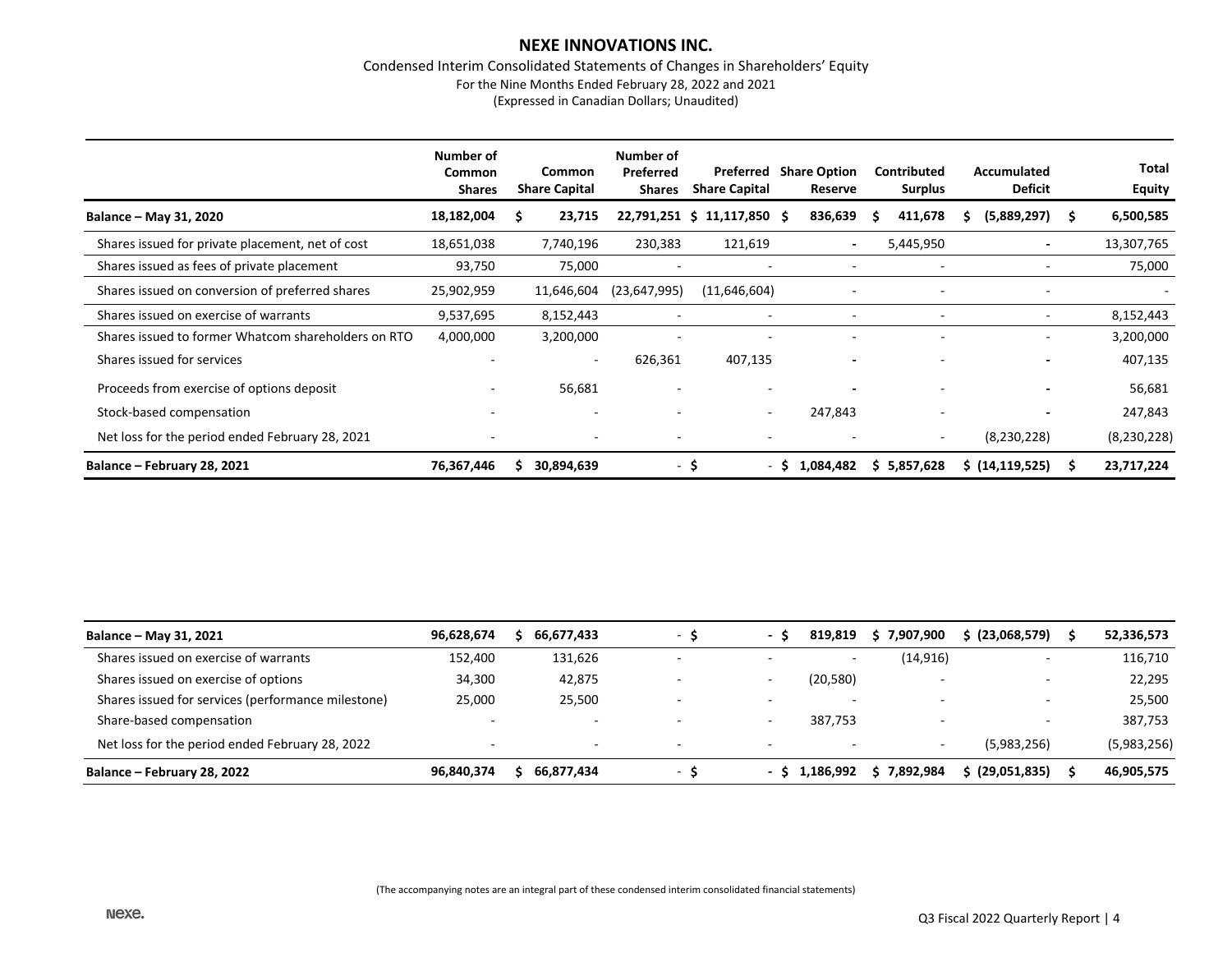# NEXE INNOVATIONS INC.

Condensed Interim Consolidated Statements of Changes in Shareholders' Equity

For the Nine Months Ended February 28, 2022 and 2021

(Expressed in Canadian Dollars; Unaudited)

| | Number of Common Shares | Common Share Capital | Number of Preferred Shares | Preferred Share Capital | Share Option Reserve | Contributed Surplus | Accumulated Deficit | Total Equity |
|---|---|---|---|---|---|---|---|---|
| **Balance – May 31, 2020** | **18,182,004** | **$ 23,715** | **22,791,251** | **$ 11,117,850** | **$ 836,639** | **$ 411,678** | **$ (5,889,297)** | **$ 6,500,585** |
| Shares issued for private placement, net of cost | 18,651,038 | 7,740,196 | 230,383 | 121,619 | - | 5,445,950 | - | 13,307,765 |
| Shares issued as fees of private placement | 93,750 | 75,000 | - | - | - | - | - | 75,000 |
| Shares issued on conversion of preferred shares | 25,902,959 | 11,646,604 | (23,647,995) | (11,646,604) | - | - | - | - |
| Shares issued on exercise of warrants | 9,537,695 | 8,152,443 | - | - | - | - | - | 8,152,443 |
| Shares issued to former Whatcom shareholders on RTO | 4,000,000 | 3,200,000 | - | - | - | - | - | 3,200,000 |
| Shares issued for services | - | - | 626,361 | 407,135 | - | - | - | 407,135 |
| Proceeds from exercise of options deposit | - | 56,681 | - | - | - | - | - | 56,681 |
| Stock-based compensation | - | - | - | - | 247,843 | - | - | 247,843 |
| Net loss for the period ended February 28, 2021 | - | - | - | - | - | - | (8,230,228) | (8,230,228) |
| **Balance – February 28, 2021** | **76,367,446** | **$ 30,894,639** | **-** | **$ -** | **$ 1,084,482** | **$ 5,857,628** | **$ (14,119,525)** | **$ 23,717,224** |

| | Number of Common Shares | Common Share Capital | Number of Preferred Shares | Preferred Share Capital | Share Option Reserve | Contributed Surplus | Accumulated Deficit | Total Equity |
|---|---|---|---|---|---|---|---|---|
| **Balance – May 31, 2021** | **96,628,674** | **$ 66,677,433** | **-** | **$ -** | **$ 819,819** | **$ 7,907,900** | **$ (23,068,579)** | **$ 52,336,573** |
| Shares issued on exercise of warrants | 152,400 | 131,626 | - | - | - | (14,916) | - | 116,710 |
| Shares issued on exercise of options | 34,300 | 42,875 | - | - | (20,580) | - | - | 22,295 |
| Shares issued for services (performance milestone) | 25,000 | 25,500 | - | - | - | - | - | 25,500 |
| Share-based compensation | - | - | - | - | 387,753 | - | - | 387,753 |
| Net loss for the period ended February 28, 2022 | - | - | - | - | - | - | (5,983,256) | (5,983,256) |
| **Balance – February 28, 2022** | **96,840,374** | **$ 66,877,434** | **-** | **$ -** | **$ 1,186,992** | **$ 7,892,984** | **$ (29,051,835)** | **$ 46,905,575** |

(The accompanying notes are an integral part of these condensed interim consolidated financial statements)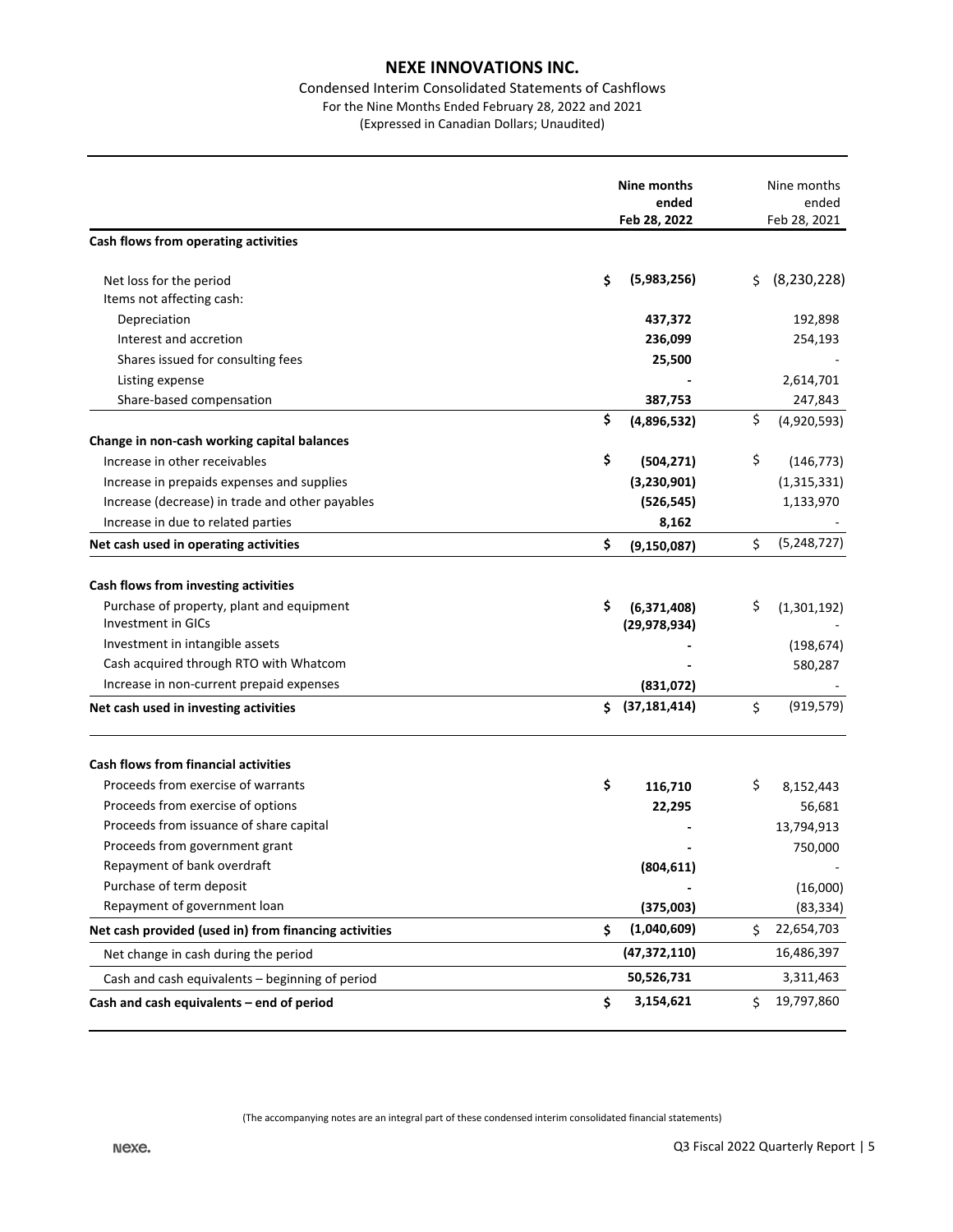# NEXE INNOVATIONS INC.

Condensed Interim Consolidated Statements of Cashflows
For the Nine Months Ended February 28, 2022 and 2021
(Expressed in Canadian Dollars; Unaudited)

| | **Nine months ended Feb 28, 2022** | Nine months ended Feb 28, 2021 |
|---|---|---|
| **Cash flows from operating activities** | | |
| Net loss for the period | **$ (5,983,256)** | $ (8,230,228) |
| Items not affecting cash: | | |
| Depreciation | **437,372** | 192,898 |
| Interest and accretion | **236,099** | 254,193 |
| Shares issued for consulting fees | **25,500** | - |
| Listing expense | **-** | 2,614,701 |
| Share-based compensation | **387,753** | 247,843 |
| | **$ (4,896,532)** | $ (4,920,593) |
| **Change in non-cash working capital balances** | | |
| Increase in other receivables | **$ (504,271)** | $ (146,773) |
| Increase in prepaids expenses and supplies | **(3,230,901)** | (1,315,331) |
| Increase (decrease) in trade and other payables | **(526,545)** | 1,133,970 |
| Increase in due to related parties | **8,162** | - |
| **Net cash used in operating activities** | **$ (9,150,087)** | $ (5,248,727) |
| **Cash flows from investing activities** | | |
| Purchase of property, plant and equipment | **$ (6,371,408)** | $ (1,301,192) |
| Investment in GICs | **(29,978,934)** | - |
| Investment in intangible assets | **-** | (198,674) |
| Cash acquired through RTO with Whatcom | **-** | 580,287 |
| Increase in non-current prepaid expenses | **(831,072)** | - |
| **Net cash used in investing activities** | **$ (37,181,414)** | $ (919,579) |
| **Cash flows from financial activities** | | |
| Proceeds from exercise of warrants | **$ 116,710** | $ 8,152,443 |
| Proceeds from exercise of options | **22,295** | 56,681 |
| Proceeds from issuance of share capital | **-** | 13,794,913 |
| Proceeds from government grant | **-** | 750,000 |
| Repayment of bank overdraft | **(804,611)** | - |
| Purchase of term deposit | **-** | (16,000) |
| Repayment of government loan | **(375,003)** | (83,334) |
| **Net cash provided (used in) from financing activities** | **$ (1,040,609)** | $ 22,654,703 |
| Net change in cash during the period | **(47,372,110)** | 16,486,397 |
| Cash and cash equivalents – beginning of period | **50,526,731** | 3,311,463 |
| **Cash and cash equivalents – end of period** | **$ 3,154,621** | $ 19,797,860 |

(The accompanying notes are an integral part of these condensed interim consolidated financial statements)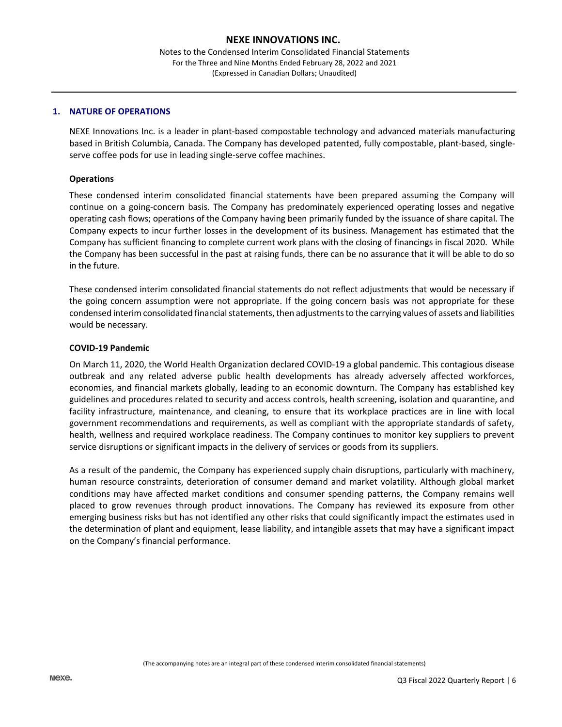## 1. NATURE OF OPERATIONS

NEXE Innovations Inc. is a leader in plant-based compostable technology and advanced materials manufacturing based in British Columbia, Canada. The Company has developed patented, fully compostable, plant-based, single-serve coffee pods for use in leading single-serve coffee machines.

### Operations

These condensed interim consolidated financial statements have been prepared assuming the Company will continue on a going-concern basis. The Company has predominately experienced operating losses and negative operating cash flows; operations of the Company having been primarily funded by the issuance of share capital. The Company expects to incur further losses in the development of its business. Management has estimated that the Company has sufficient financing to complete current work plans with the closing of financings in fiscal 2020. While the Company has been successful in the past at raising funds, there can be no assurance that it will be able to do so in the future.

These condensed interim consolidated financial statements do not reflect adjustments that would be necessary if the going concern assumption were not appropriate. If the going concern basis was not appropriate for these condensed interim consolidated financial statements, then adjustments to the carrying values of assets and liabilities would be necessary.

### COVID-19 Pandemic

On March 11, 2020, the World Health Organization declared COVID-19 a global pandemic. This contagious disease outbreak and any related adverse public health developments has already adversely affected workforces, economies, and financial markets globally, leading to an economic downturn. The Company has established key guidelines and procedures related to security and access controls, health screening, isolation and quarantine, and facility infrastructure, maintenance, and cleaning, to ensure that its workplace practices are in line with local government recommendations and requirements, as well as compliant with the appropriate standards of safety, health, wellness and required workplace readiness. The Company continues to monitor key suppliers to prevent service disruptions or significant impacts in the delivery of services or goods from its suppliers.

As a result of the pandemic, the Company has experienced supply chain disruptions, particularly with machinery, human resource constraints, deterioration of consumer demand and market volatility. Although global market conditions may have affected market conditions and consumer spending patterns, the Company remains well placed to grow revenues through product innovations. The Company has reviewed its exposure from other emerging business risks but has not identified any other risks that could significantly impact the estimates used in the determination of plant and equipment, lease liability, and intangible assets that may have a significant impact on the Company's financial performance.

(The accompanying notes are an integral part of these condensed interim consolidated financial statements)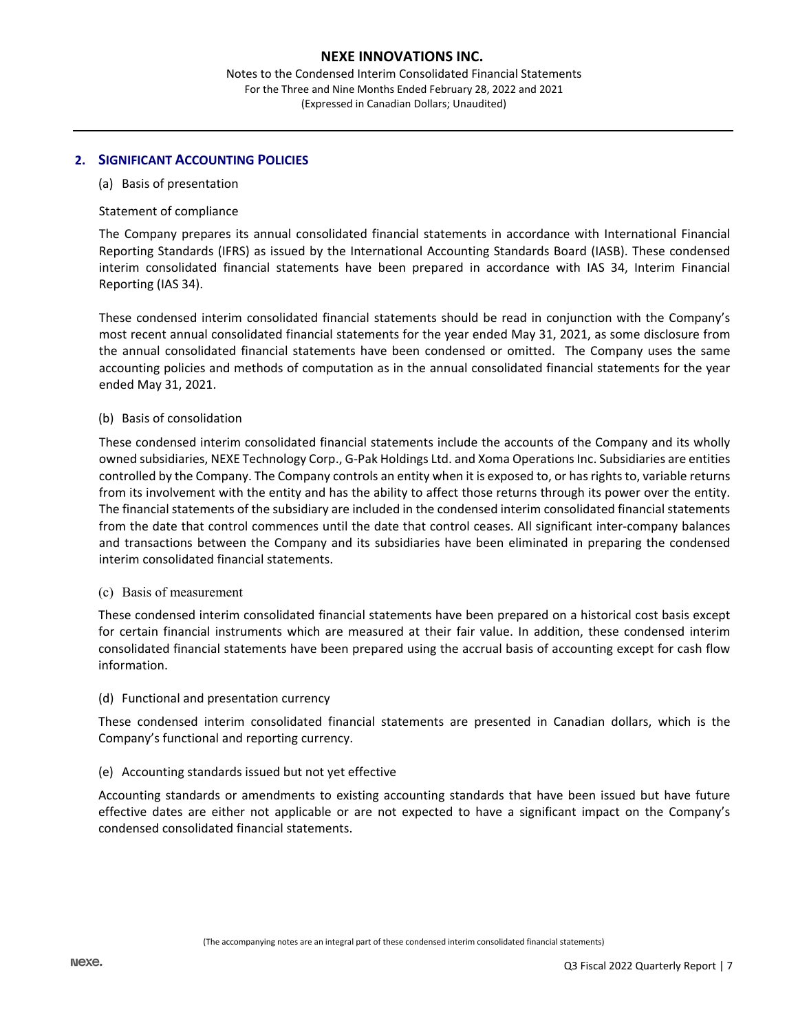## 2. SIGNIFICANT ACCOUNTING POLICIES

(a) Basis of presentation

Statement of compliance

The Company prepares its annual consolidated financial statements in accordance with International Financial Reporting Standards (IFRS) as issued by the International Accounting Standards Board (IASB). These condensed interim consolidated financial statements have been prepared in accordance with IAS 34, Interim Financial Reporting (IAS 34).

These condensed interim consolidated financial statements should be read in conjunction with the Company's most recent annual consolidated financial statements for the year ended May 31, 2021, as some disclosure from the annual consolidated financial statements have been condensed or omitted. The Company uses the same accounting policies and methods of computation as in the annual consolidated financial statements for the year ended May 31, 2021.

(b) Basis of consolidation

These condensed interim consolidated financial statements include the accounts of the Company and its wholly owned subsidiaries, NEXE Technology Corp., G-Pak Holdings Ltd. and Xoma Operations Inc. Subsidiaries are entities controlled by the Company. The Company controls an entity when it is exposed to, or has rights to, variable returns from its involvement with the entity and has the ability to affect those returns through its power over the entity. The financial statements of the subsidiary are included in the condensed interim consolidated financial statements from the date that control commences until the date that control ceases. All significant inter-company balances and transactions between the Company and its subsidiaries have been eliminated in preparing the condensed interim consolidated financial statements.

(c) Basis of measurement

These condensed interim consolidated financial statements have been prepared on a historical cost basis except for certain financial instruments which are measured at their fair value. In addition, these condensed interim consolidated financial statements have been prepared using the accrual basis of accounting except for cash flow information.

(d) Functional and presentation currency

These condensed interim consolidated financial statements are presented in Canadian dollars, which is the Company's functional and reporting currency.

(e) Accounting standards issued but not yet effective

Accounting standards or amendments to existing accounting standards that have been issued but have future effective dates are either not applicable or are not expected to have a significant impact on the Company's condensed consolidated financial statements.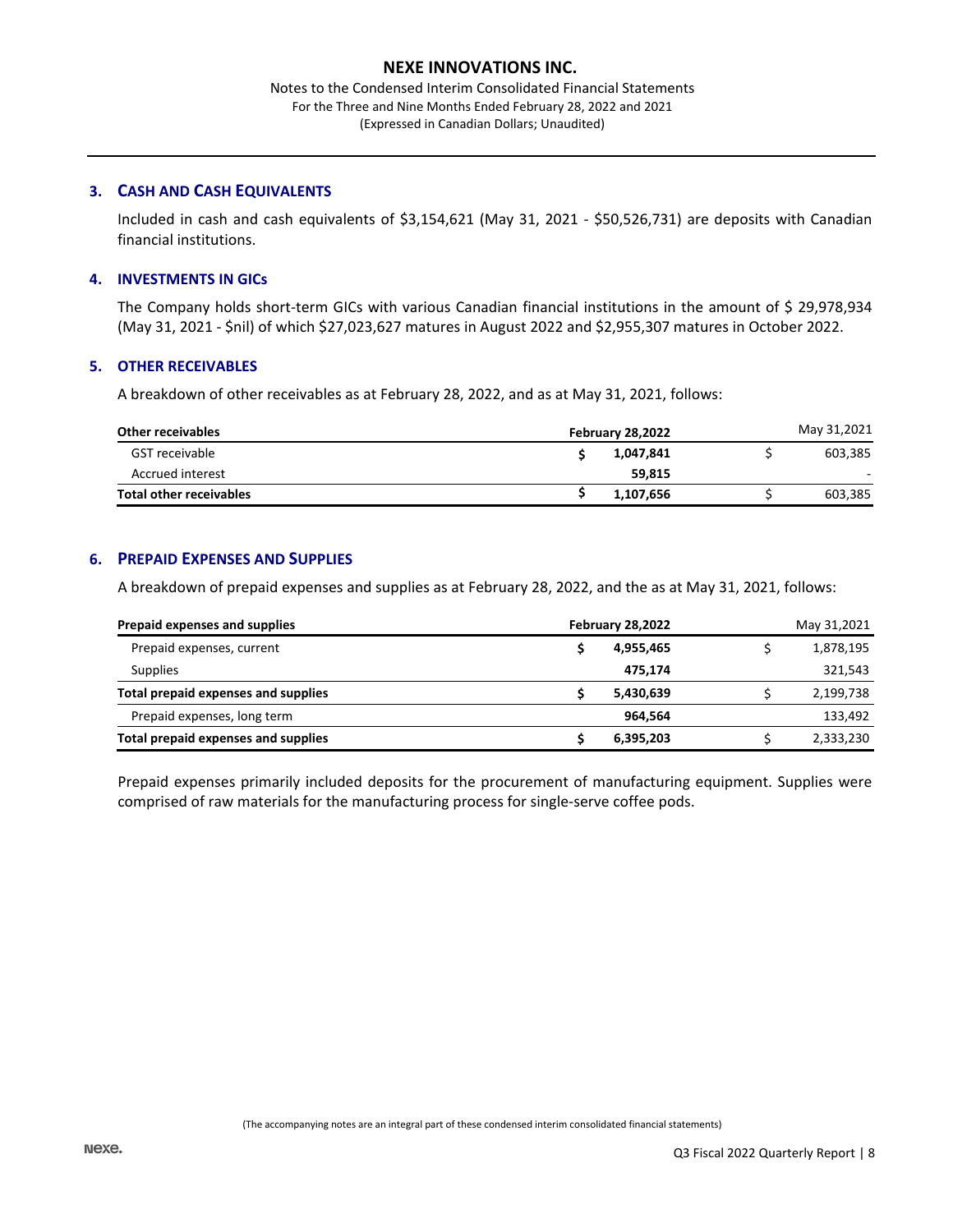## 3. CASH AND CASH EQUIVALENTS

Included in cash and cash equivalents of $3,154,621 (May 31, 2021 - $50,526,731) are deposits with Canadian financial institutions.

## 4. INVESTMENTS IN GICs

The Company holds short-term GICs with various Canadian financial institutions in the amount of $ 29,978,934 (May 31, 2021 - $nil) of which $27,023,627 matures in August 2022 and $2,955,307 matures in October 2022.

## 5. OTHER RECEIVABLES

A breakdown of other receivables as at February 28, 2022, and as at May 31, 2021, follows:

| Other receivables | February 28,2022 | May 31,2021 |
|---|---|---|
| GST receivable | $ 1,047,841 | $ 603,385 |
| Accrued interest | 59,815 | - |
| **Total other receivables** | **$ 1,107,656** | $ 603,385 |

## 6. PREPAID EXPENSES AND SUPPLIES

A breakdown of prepaid expenses and supplies as at February 28, 2022, and the as at May 31, 2021, follows:

| Prepaid expenses and supplies | February 28,2022 | May 31,2021 |
|---|---|---|
| Prepaid expenses, current | $ 4,955,465 | $ 1,878,195 |
| Supplies | 475,174 | 321,543 |
| **Total prepaid expenses and supplies** | **$ 5,430,639** | $ 2,199,738 |
| Prepaid expenses, long term | 964,564 | 133,492 |
| **Total prepaid expenses and supplies** | **$ 6,395,203** | $ 2,333,230 |

Prepaid expenses primarily included deposits for the procurement of manufacturing equipment. Supplies were comprised of raw materials for the manufacturing process for single-serve coffee pods.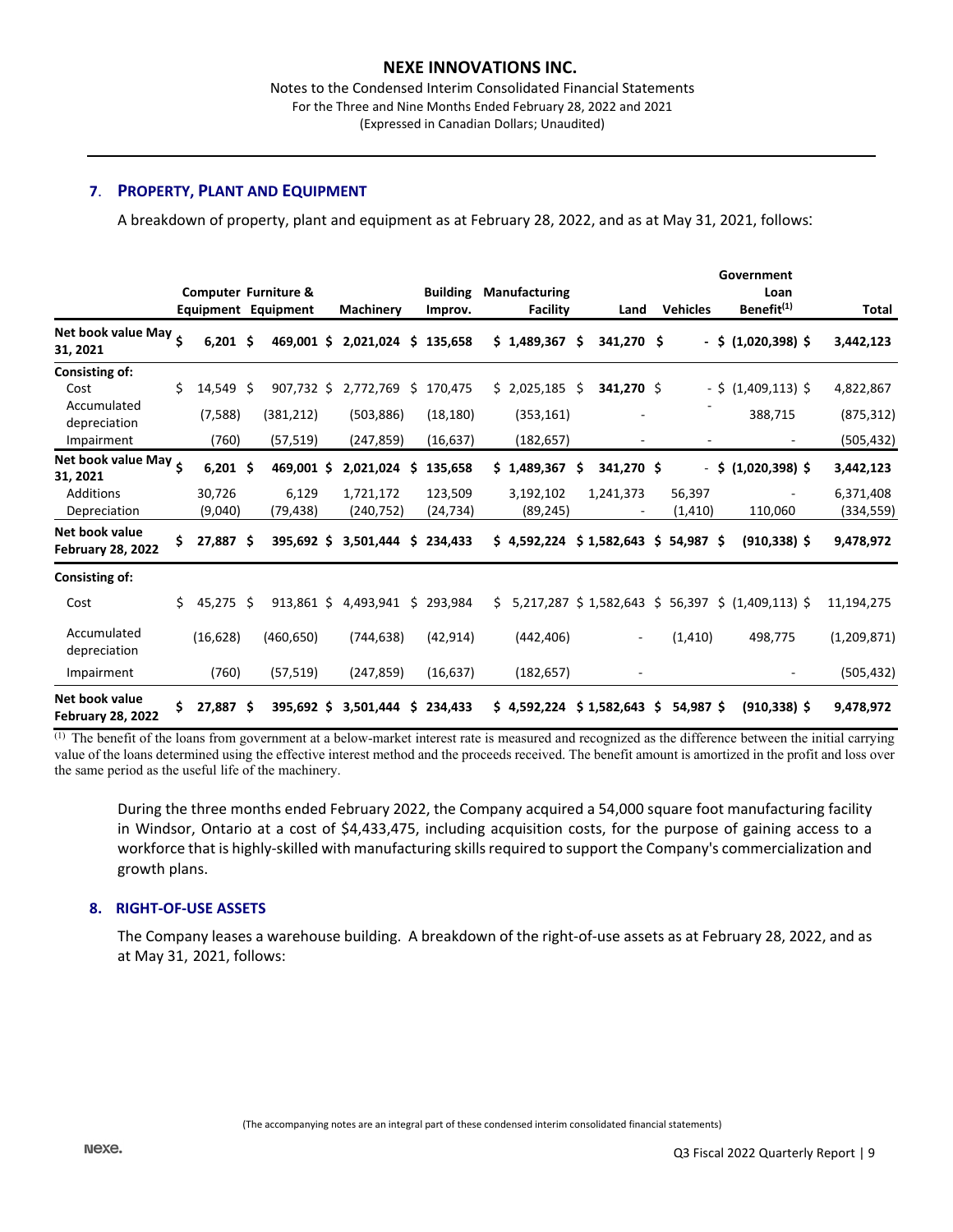## 7. PROPERTY, PLANT AND EQUIPMENT

A breakdown of property, plant and equipment as at February 28, 2022, and as at May 31, 2021, follows:

| | Computer Equipment | Furniture & Equipment | Machinery | Building Improv. | Manufacturing Facility | Land | Vehicles | Government Loan Benefit[(1)] | Total |
|---|---|---|---|---|---|---|---|---|---|
| **Net book value May 31, 2021** | **$ 6,201** | **$ 469,001** | **$ 2,021,024** | **$ 135,658** | **$ 1,489,367** | **$ 341,270** | **$ -** | **$ (1,020,398)** | **$ 3,442,123** |
| **Consisting of:** | | | | | | | | | |
| Cost | $ 14,549 | $ 907,732 | $ 2,772,769 | $ 170,475 | $ 2,025,185 | $ **341,270** | $ - | $ (1,409,113) | $ 4,822,867 |
| Accumulated depreciation | (7,588) | (381,212) | (503,886) | (18,180) | (353,161) | - | - | 388,715 | (875,312) |
| Impairment | (760) | (57,519) | (247,859) | (16,637) | (182,657) | - | - | - | (505,432) |
| **Net book value May 31, 2021** | **$ 6,201** | **$ 469,001** | **$ 2,021,024** | **$ 135,658** | **$ 1,489,367** | **$ 341,270** | **$ -** | **$ (1,020,398)** | **$ 3,442,123** |
| Additions | 30,726 | 6,129 | 1,721,172 | 123,509 | 3,192,102 | 1,241,373 | 56,397 | - | 6,371,408 |
| Depreciation | (9,040) | (79,438) | (240,752) | (24,734) | (89,245) | - | (1,410) | 110,060 | (334,559) |
| **Net book value February 28, 2022** | **$ 27,887** | **$ 395,692** | **$ 3,501,444** | **$ 234,433** | **$ 4,592,224** | **$ 1,582,643** | **$ 54,987** | **$ (910,338)** | **$ 9,478,972** |
| **Consisting of:** | | | | | | | | | |
| Cost | $ 45,275 | $ 913,861 | $ 4,493,941 | $ 293,984 | $ 5,217,287 | $ 1,582,643 | $ 56,397 | $ (1,409,113) | $ 11,194,275 |
| Accumulated depreciation | (16,628) | (460,650) | (744,638) | (42,914) | (442,406) | - | (1,410) | 498,775 | (1,209,871) |
| Impairment | (760) | (57,519) | (247,859) | (16,637) | (182,657) | - | | - | (505,432) |
| **Net book value February 28, 2022** | **$ 27,887** | **$ 395,692** | **$ 3,501,444** | **$ 234,433** | **$ 4,592,224** | **$ 1,582,643** | **$ 54,987** | **$ (910,338)** | **$ 9,478,972** |

(1) The benefit of the loans from government at a below-market interest rate is measured and recognized as the difference between the initial carrying value of the loans determined using the effective interest method and the proceeds received. The benefit amount is amortized in the profit and loss over the same period as the useful life of the machinery.

During the three months ended February 2022, the Company acquired a 54,000 square foot manufacturing facility in Windsor, Ontario at a cost of $4,433,475, including acquisition costs, for the purpose of gaining access to a workforce that is highly-skilled with manufacturing skills required to support the Company's commercialization and growth plans.

## 8. RIGHT-OF-USE ASSETS

The Company leases a warehouse building. A breakdown of the right-of-use assets as at February 28, 2022, and as at May 31, 2021, follows: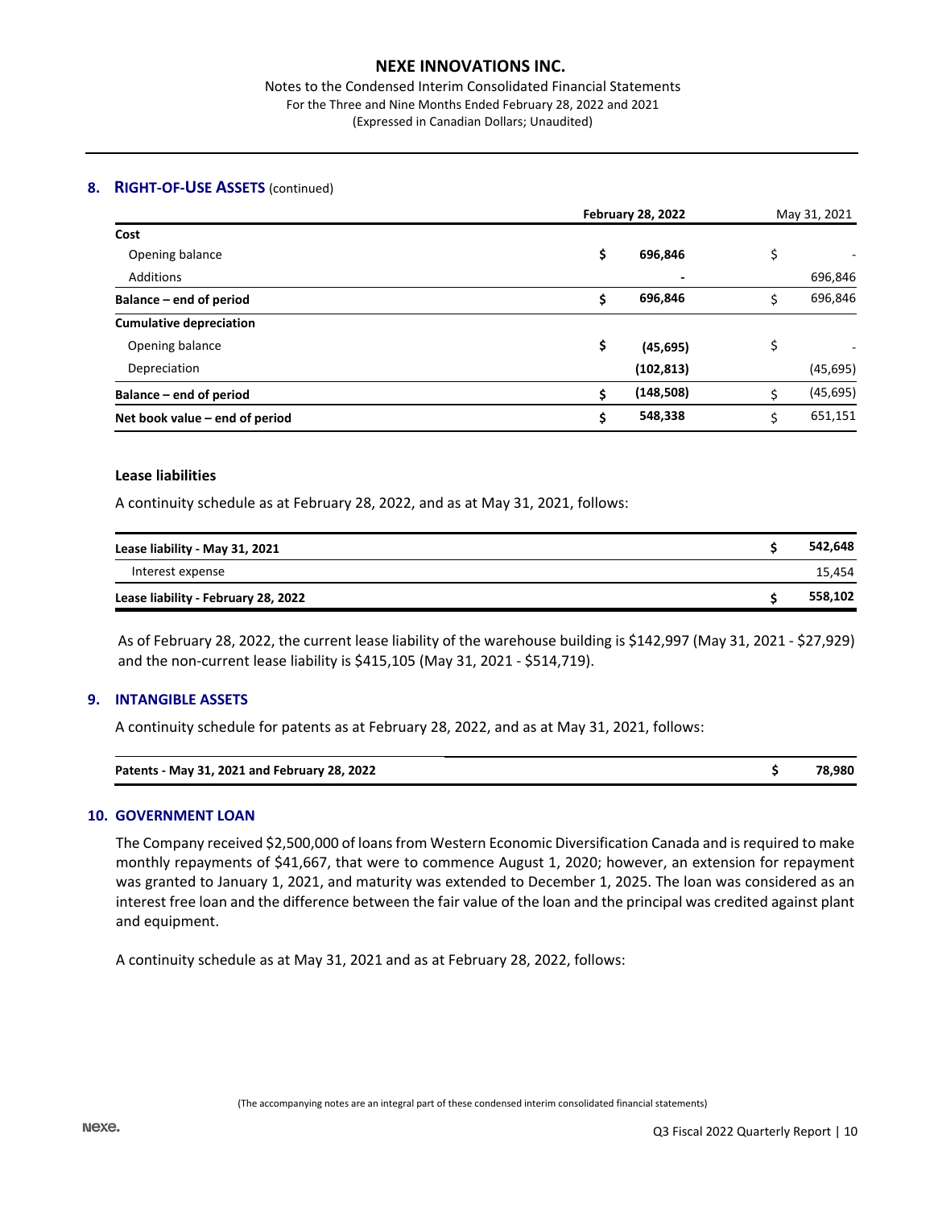## 8. RIGHT-OF-USE ASSETS (continued)

| | February 28, 2022 | May 31, 2021 |
|---|---|---|
| **Cost** | | |
| Opening balance | **$ 696,846** | $ - |
| Additions | **-** | 696,846 |
| **Balance – end of period** | **$ 696,846** | $ 696,846 |
| **Cumulative depreciation** | | |
| Opening balance | **$ (45,695)** | $ - |
| Depreciation | **(102,813)** | (45,695) |
| **Balance – end of period** | **$ (148,508)** | $ (45,695) |
| **Net book value – end of period** | **$ 548,338** | $ 651,151 |

### Lease liabilities

A continuity schedule as at February 28, 2022, and as at May 31, 2021, follows:

| | |
|---|---|
| **Lease liability - May 31, 2021** | **$ 542,648** |
| Interest expense | 15,454 |
| **Lease liability - February 28, 2022** | **$ 558,102** |

As of February 28, 2022, the current lease liability of the warehouse building is $142,997 (May 31, 2021 - $27,929) and the non-current lease liability is $415,105 (May 31, 2021 - $514,719).

## 9. INTANGIBLE ASSETS

A continuity schedule for patents as at February 28, 2022, and as at May 31, 2021, follows:

| | |
|---|---|
| **Patents - May 31, 2021 and February 28, 2022** | **$ 78,980** |

## 10. GOVERNMENT LOAN

The Company received $2,500,000 of loans from Western Economic Diversification Canada and is required to make monthly repayments of $41,667, that were to commence August 1, 2020; however, an extension for repayment was granted to January 1, 2021, and maturity was extended to December 1, 2025. The loan was considered as an interest free loan and the difference between the fair value of the loan and the principal was credited against plant and equipment.

A continuity schedule as at May 31, 2021 and as at February 28, 2022, follows:

(The accompanying notes are an integral part of these condensed interim consolidated financial statements)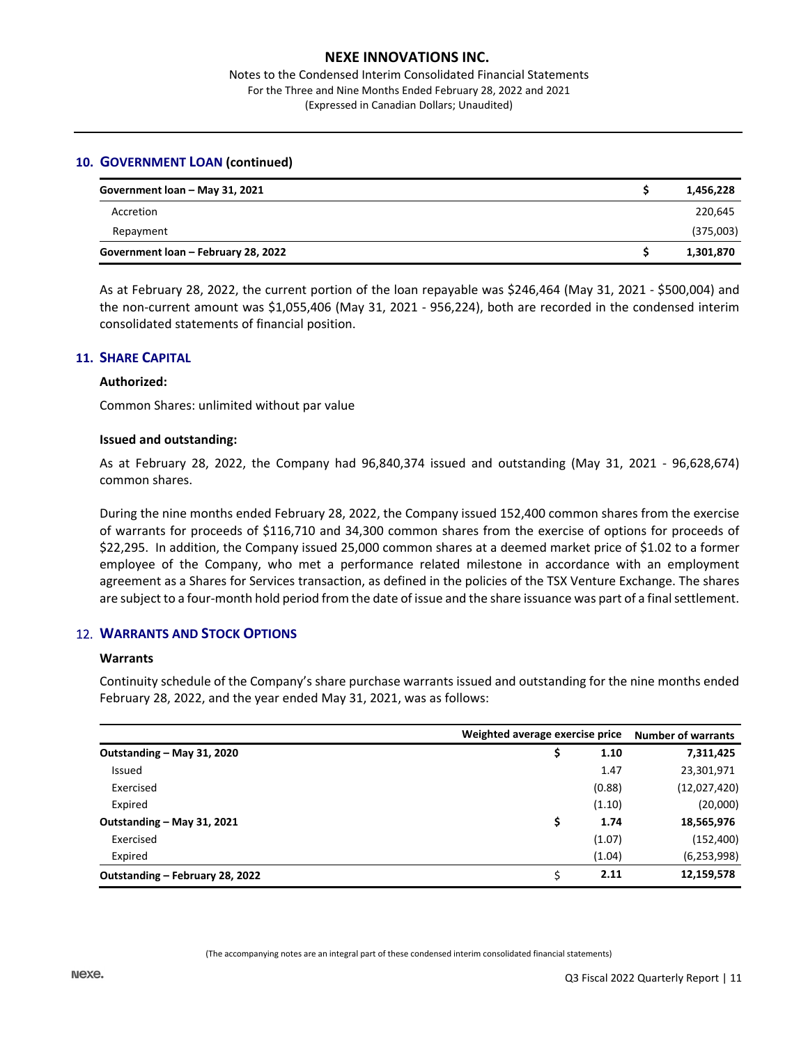## 10. GOVERNMENT LOAN (continued)

| | | |
|---|---|---|
| **Government loan – May 31, 2021** | **$** | **1,456,228** |
| Accretion | | 220,645 |
| Repayment | | (375,003) |
| **Government loan – February 28, 2022** | **$** | **1,301,870** |

As at February 28, 2022, the current portion of the loan repayable was $246,464 (May 31, 2021 - $500,004) and the non-current amount was $1,055,406 (May 31, 2021 - 956,224), both are recorded in the condensed interim consolidated statements of financial position.

## 11. SHARE CAPITAL

**Authorized:**

Common Shares: unlimited without par value

**Issued and outstanding:**

As at February 28, 2022, the Company had 96,840,374 issued and outstanding (May 31, 2021 - 96,628,674) common shares.

During the nine months ended February 28, 2022, the Company issued 152,400 common shares from the exercise of warrants for proceeds of $116,710 and 34,300 common shares from the exercise of options for proceeds of $22,295. In addition, the Company issued 25,000 common shares at a deemed market price of $1.02 to a former employee of the Company, who met a performance related milestone in accordance with an employment agreement as a Shares for Services transaction, as defined in the policies of the TSX Venture Exchange. The shares are subject to a four-month hold period from the date of issue and the share issuance was part of a final settlement.

## 12. WARRANTS AND STOCK OPTIONS

**Warrants**

Continuity schedule of the Company's share purchase warrants issued and outstanding for the nine months ended February 28, 2022, and the year ended May 31, 2021, was as follows:

| | | Weighted average exercise price | Number of warrants |
|---|---|---|---|
| **Outstanding – May 31, 2020** | **$** | **1.10** | **7,311,425** |
| Issued | | 1.47 | 23,301,971 |
| Exercised | | (0.88) | (12,027,420) |
| Expired | | (1.10) | (20,000) |
| **Outstanding – May 31, 2021** | **$** | **1.74** | **18,565,976** |
| Exercised | | (1.07) | (152,400) |
| Expired | | (1.04) | (6,253,998) |
| **Outstanding – February 28, 2022** | $ | **2.11** | **12,159,578** |

(The accompanying notes are an integral part of these condensed interim consolidated financial statements)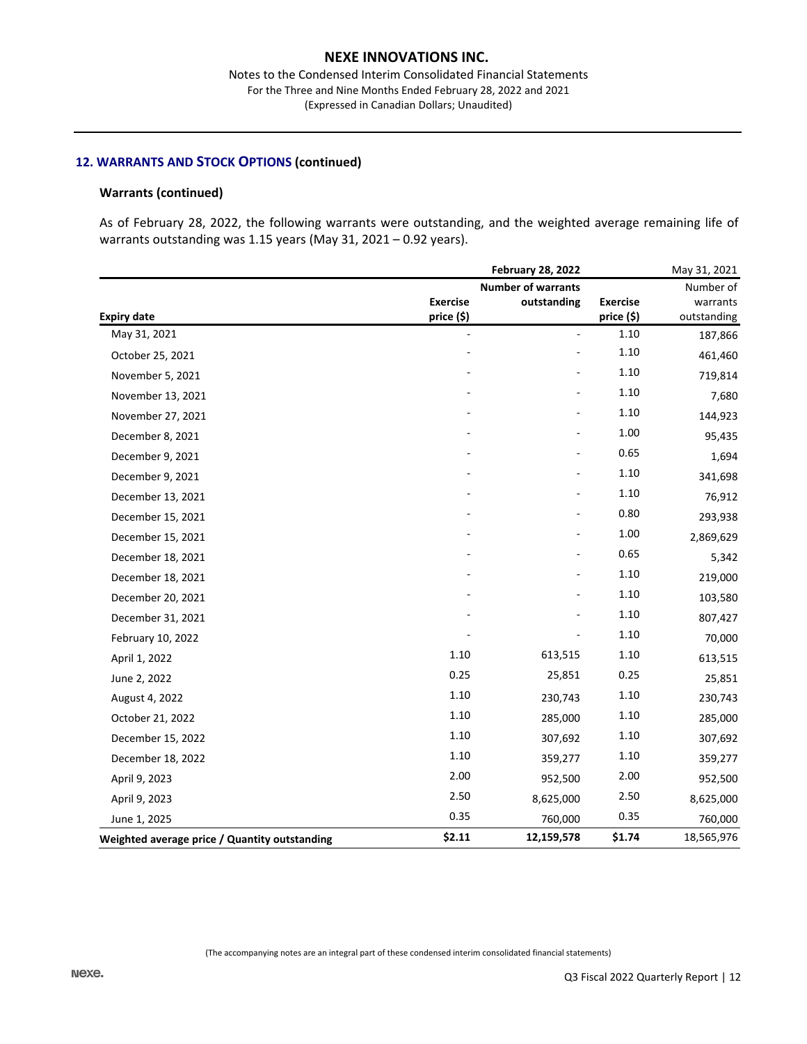## 12. WARRANTS AND STOCK OPTIONS (continued)

### Warrants (continued)

As of February 28, 2022, the following warrants were outstanding, and the weighted average remaining life of warrants outstanding was 1.15 years (May 31, 2021 – 0.92 years).

| | **February 28, 2022** | | May 31, 2021 | |
|---|---|---|---|---|
| **Expiry date** | **Exercise price ($)** | **Number of warrants outstanding** | **Exercise price ($)** | Number of warrants outstanding |
| May 31, 2021 | - | - | 1.10 | 187,866 |
| October 25, 2021 | - | - | 1.10 | 461,460 |
| November 5, 2021 | - | - | 1.10 | 719,814 |
| November 13, 2021 | - | - | 1.10 | 7,680 |
| November 27, 2021 | - | - | 1.10 | 144,923 |
| December 8, 2021 | - | - | 1.00 | 95,435 |
| December 9, 2021 | - | - | 0.65 | 1,694 |
| December 9, 2021 | - | - | 1.10 | 341,698 |
| December 13, 2021 | - | - | 1.10 | 76,912 |
| December 15, 2021 | - | - | 0.80 | 293,938 |
| December 15, 2021 | - | - | 1.00 | 2,869,629 |
| December 18, 2021 | - | - | 0.65 | 5,342 |
| December 18, 2021 | - | - | 1.10 | 219,000 |
| December 20, 2021 | - | - | 1.10 | 103,580 |
| December 31, 2021 | - | - | 1.10 | 807,427 |
| February 10, 2022 | - | - | 1.10 | 70,000 |
| April 1, 2022 | 1.10 | 613,515 | 1.10 | 613,515 |
| June 2, 2022 | 0.25 | 25,851 | 0.25 | 25,851 |
| August 4, 2022 | 1.10 | 230,743 | 1.10 | 230,743 |
| October 21, 2022 | 1.10 | 285,000 | 1.10 | 285,000 |
| December 15, 2022 | 1.10 | 307,692 | 1.10 | 307,692 |
| December 18, 2022 | 1.10 | 359,277 | 1.10 | 359,277 |
| April 9, 2023 | 2.00 | 952,500 | 2.00 | 952,500 |
| April 9, 2023 | 2.50 | 8,625,000 | 2.50 | 8,625,000 |
| June 1, 2025 | 0.35 | 760,000 | 0.35 | 760,000 |
| **Weighted average price / Quantity outstanding** | **$2.11** | **12,159,578** | **$1.74** | 18,565,976 |

(The accompanying notes are an integral part of these condensed interim consolidated financial statements)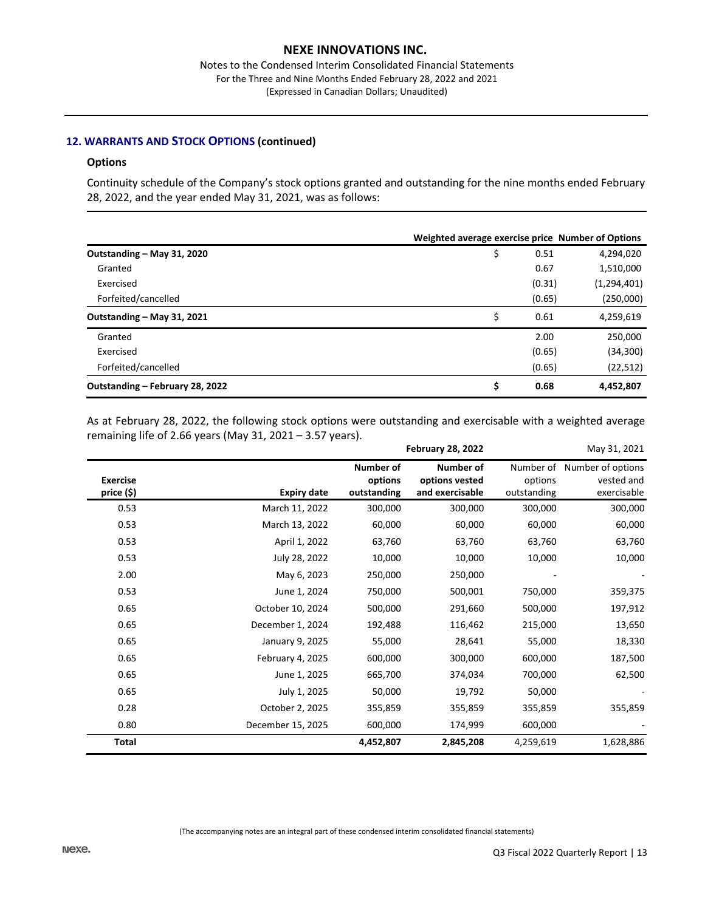## 12. WARRANTS AND STOCK OPTIONS (continued)

### Options

Continuity schedule of the Company's stock options granted and outstanding for the nine months ended February 28, 2022, and the year ended May 31, 2021, was as follows:

| | Weighted average exercise price | Number of Options |
|---|---|---|
| **Outstanding – May 31, 2020** | $ 0.51 | 4,294,020 |
| Granted | 0.67 | 1,510,000 |
| Exercised | (0.31) | (1,294,401) |
| Forfeited/cancelled | (0.65) | (250,000) |
| **Outstanding – May 31, 2021** | $ 0.61 | 4,259,619 |
| Granted | 2.00 | 250,000 |
| Exercised | (0.65) | (34,300) |
| Forfeited/cancelled | (0.65) | (22,512) |
| **Outstanding – February 28, 2022** | **$ 0.68** | **4,452,807** |

As at February 28, 2022, the following stock options were outstanding and exercisable with a weighted average remaining life of 2.66 years (May 31, 2021 – 3.57 years).

| | | **February 28, 2022** | | May 31, 2021 | |
|---|---|---|---|---|---|
| **Exercise price ($)** | **Expiry date** | **Number of options outstanding** | **Number of options vested and exercisable** | Number of options outstanding | Number of options vested and exercisable |
| 0.53 | March 11, 2022 | 300,000 | 300,000 | 300,000 | 300,000 |
| 0.53 | March 13, 2022 | 60,000 | 60,000 | 60,000 | 60,000 |
| 0.53 | April 1, 2022 | 63,760 | 63,760 | 63,760 | 63,760 |
| 0.53 | July 28, 2022 | 10,000 | 10,000 | 10,000 | 10,000 |
| 2.00 | May 6, 2023 | 250,000 | 250,000 | - | - |
| 0.53 | June 1, 2024 | 750,000 | 500,001 | 750,000 | 359,375 |
| 0.65 | October 10, 2024 | 500,000 | 291,660 | 500,000 | 197,912 |
| 0.65 | December 1, 2024 | 192,488 | 116,462 | 215,000 | 13,650 |
| 0.65 | January 9, 2025 | 55,000 | 28,641 | 55,000 | 18,330 |
| 0.65 | February 4, 2025 | 600,000 | 300,000 | 600,000 | 187,500 |
| 0.65 | June 1, 2025 | 665,700 | 374,034 | 700,000 | 62,500 |
| 0.65 | July 1, 2025 | 50,000 | 19,792 | 50,000 | - |
| 0.28 | October 2, 2025 | 355,859 | 355,859 | 355,859 | 355,859 |
| 0.80 | December 15, 2025 | 600,000 | 174,999 | 600,000 | - |
| **Total** | | **4,452,807** | **2,845,208** | 4,259,619 | 1,628,886 |

(The accompanying notes are an integral part of these condensed interim consolidated financial statements)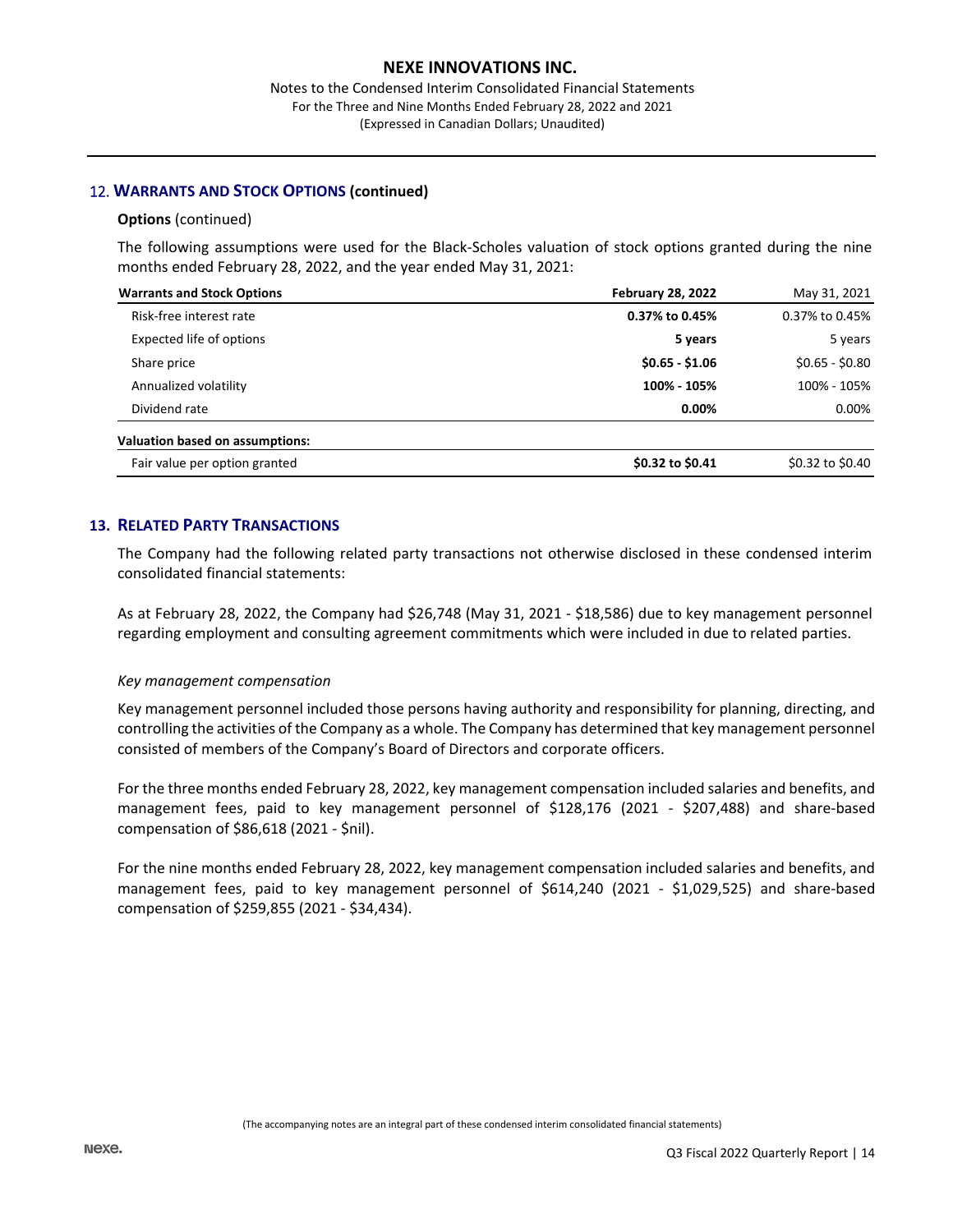## 12. WARRANTS AND STOCK OPTIONS (continued)

**Options** (continued)

The following assumptions were used for the Black-Scholes valuation of stock options granted during the nine months ended February 28, 2022, and the year ended May 31, 2021:

| Warrants and Stock Options | February 28, 2022 | May 31, 2021 |
|---|---|---|
| Risk-free interest rate | **0.37% to 0.45%** | 0.37% to 0.45% |
| Expected life of options | **5 years** | 5 years |
| Share price | **$0.65 - $1.06** | $0.65 - $0.80 |
| Annualized volatility | **100% - 105%** | 100% - 105% |
| Dividend rate | **0.00%** | 0.00% |
| **Valuation based on assumptions:** | | |
| Fair value per option granted | **$0.32 to $0.41** | $0.32 to $0.40 |

## 13. RELATED PARTY TRANSACTIONS

The Company had the following related party transactions not otherwise disclosed in these condensed interim consolidated financial statements:

As at February 28, 2022, the Company had $26,748 (May 31, 2021 - $18,586) due to key management personnel regarding employment and consulting agreement commitments which were included in due to related parties.

*Key management compensation*

Key management personnel included those persons having authority and responsibility for planning, directing, and controlling the activities of the Company as a whole. The Company has determined that key management personnel consisted of members of the Company's Board of Directors and corporate officers.

For the three months ended February 28, 2022, key management compensation included salaries and benefits, and management fees, paid to key management personnel of $128,176 (2021 - $207,488) and share-based compensation of $86,618 (2021 - $nil).

For the nine months ended February 28, 2022, key management compensation included salaries and benefits, and management fees, paid to key management personnel of $614,240 (2021 - $1,029,525) and share-based compensation of $259,855 (2021 - $34,434).

(The accompanying notes are an integral part of these condensed interim consolidated financial statements)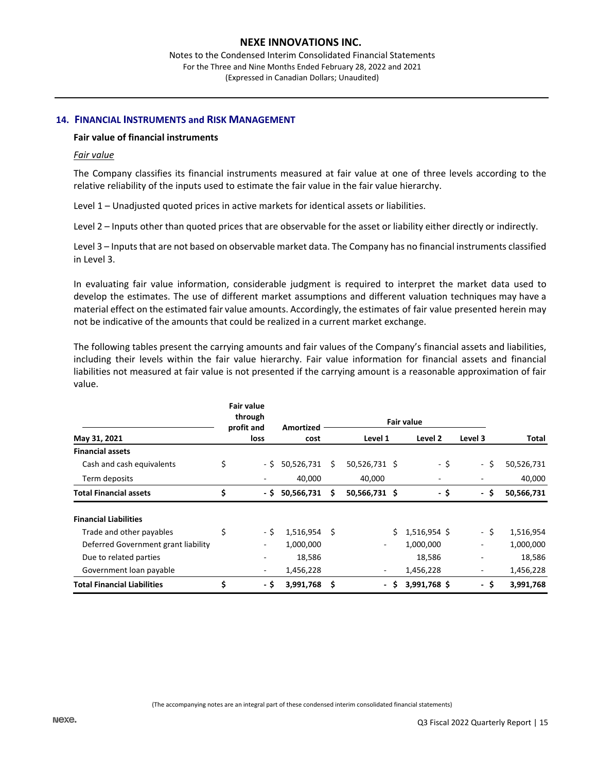## 14. FINANCIAL INSTRUMENTS and RISK MANAGEMENT

**Fair value of financial instruments**

*Fair value*

The Company classifies its financial instruments measured at fair value at one of three levels according to the relative reliability of the inputs used to estimate the fair value in the fair value hierarchy.

Level 1 – Unadjusted quoted prices in active markets for identical assets or liabilities.

Level 2 – Inputs other than quoted prices that are observable for the asset or liability either directly or indirectly.

Level 3 – Inputs that are not based on observable market data. The Company has no financial instruments classified in Level 3.

In evaluating fair value information, considerable judgment is required to interpret the market data used to develop the estimates. The use of different market assumptions and different valuation techniques may have a material effect on the estimated fair value amounts. Accordingly, the estimates of fair value presented herein may not be indicative of the amounts that could be realized in a current market exchange.

The following tables present the carrying amounts and fair values of the Company's financial assets and liabilities, including their levels within the fair value hierarchy. Fair value information for financial assets and financial liabilities not measured at fair value is not presented if the carrying amount is a reasonable approximation of fair value.

| | Fair value through profit and loss | Amortized cost | Fair value | | | |
|---|---|---|---|---|---|---|
| **May 31, 2021** | | | **Level 1** | **Level 2** | **Level 3** | **Total** |
| **Financial assets** | | | | | | |
| Cash and cash equivalents | $ - | $ 50,526,731 | $ 50,526,731 | $ - | $ - | $ 50,526,731 |
| Term deposits | - | 40,000 | 40,000 | - | - | 40,000 |
| **Total Financial assets** | **$ -** | **$ 50,566,731** | **$ 50,566,731** | **$ -** | **$ -** | **$ 50,566,731** |
| **Financial Liabilities** | | | | | | |
| Trade and other payables | $ - | $ 1,516,954 | $ | $ 1,516,954 | $ - | $ 1,516,954 |
| Deferred Government grant liability | - | 1,000,000 | - | 1,000,000 | - | 1,000,000 |
| Due to related parties | - | 18,586 | | 18,586 | - | 18,586 |
| Government loan payable | - | 1,456,228 | - | 1,456,228 | - | 1,456,228 |
| **Total Financial Liabilities** | **$ -** | **$ 3,991,768** | **$ -** | **$ 3,991,768** | **$ -** | **$ 3,991,768** |

(The accompanying notes are an integral part of these condensed interim consolidated financial statements)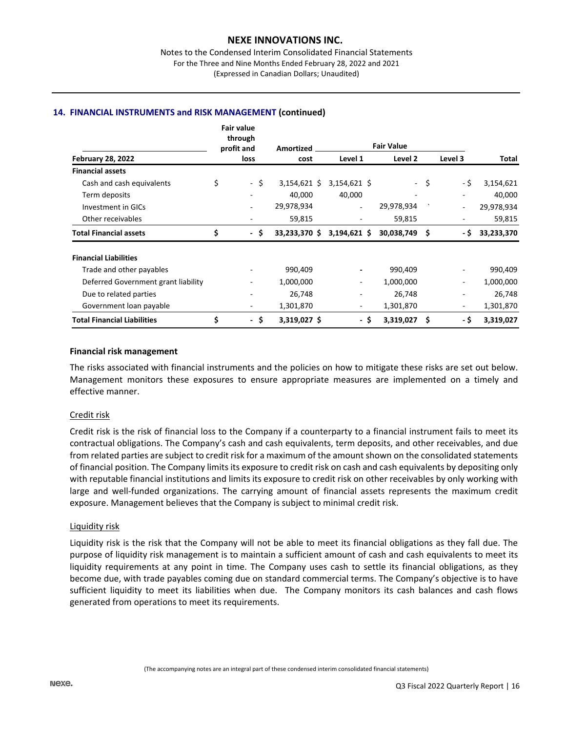## 14. FINANCIAL INSTRUMENTS and RISK MANAGEMENT (continued)

| February 28, 2022 | Fair value through profit and loss | Amortized cost | Fair Value Level 1 | Fair Value Level 2 | Fair Value Level 3 | Total |
|---|---|---|---|---|---|---|
| **Financial assets** | | | | | | |
| Cash and cash equivalents | $ - | $ 3,154,621 | $ 3,154,621 | $ - | $ - | $ 3,154,621 |
| Term deposits | - | 40,000 | 40,000 | - | - | 40,000 |
| Investment in GICs | - | 29,978,934 | - | 29,978,934 | - | 29,978,934 |
| Other receivables | - | 59,815 | - | 59,815 | - | 59,815 |
| **Total Financial assets** | **$ -** | **$ 33,233,370** | **$ 3,194,621** | **$ 30,038,749** | **$ -** | **$ 33,233,370** |
| **Financial Liabilities** | | | | | | |
| Trade and other payables | - | 990,409 | - | 990,409 | - | 990,409 |
| Deferred Government grant liability | - | 1,000,000 | - | 1,000,000 | - | 1,000,000 |
| Due to related parties | - | 26,748 | - | 26,748 | - | 26,748 |
| Government loan payable | - | 1,301,870 | - | 1,301,870 | - | 1,301,870 |
| **Total Financial Liabilities** | **$ -** | **$ 3,319,027** | **$ -** | **$ 3,319,027** | **$ -** | **$ 3,319,027** |

### Financial risk management

The risks associated with financial instruments and the policies on how to mitigate these risks are set out below. Management monitors these exposures to ensure appropriate measures are implemented on a timely and effective manner.

#### Credit risk

Credit risk is the risk of financial loss to the Company if a counterparty to a financial instrument fails to meet its contractual obligations. The Company's cash and cash equivalents, term deposits, and other receivables, and due from related parties are subject to credit risk for a maximum of the amount shown on the consolidated statements of financial position. The Company limits its exposure to credit risk on cash and cash equivalents by depositing only with reputable financial institutions and limits its exposure to credit risk on other receivables by only working with large and well-funded organizations. The carrying amount of financial assets represents the maximum credit exposure. Management believes that the Company is subject to minimal credit risk.

#### Liquidity risk

Liquidity risk is the risk that the Company will not be able to meet its financial obligations as they fall due. The purpose of liquidity risk management is to maintain a sufficient amount of cash and cash equivalents to meet its liquidity requirements at any point in time. The Company uses cash to settle its financial obligations, as they become due, with trade payables coming due on standard commercial terms. The Company's objective is to have sufficient liquidity to meet its liabilities when due. The Company monitors its cash balances and cash flows generated from operations to meet its requirements.

(The accompanying notes are an integral part of these condensed interim consolidated financial statements)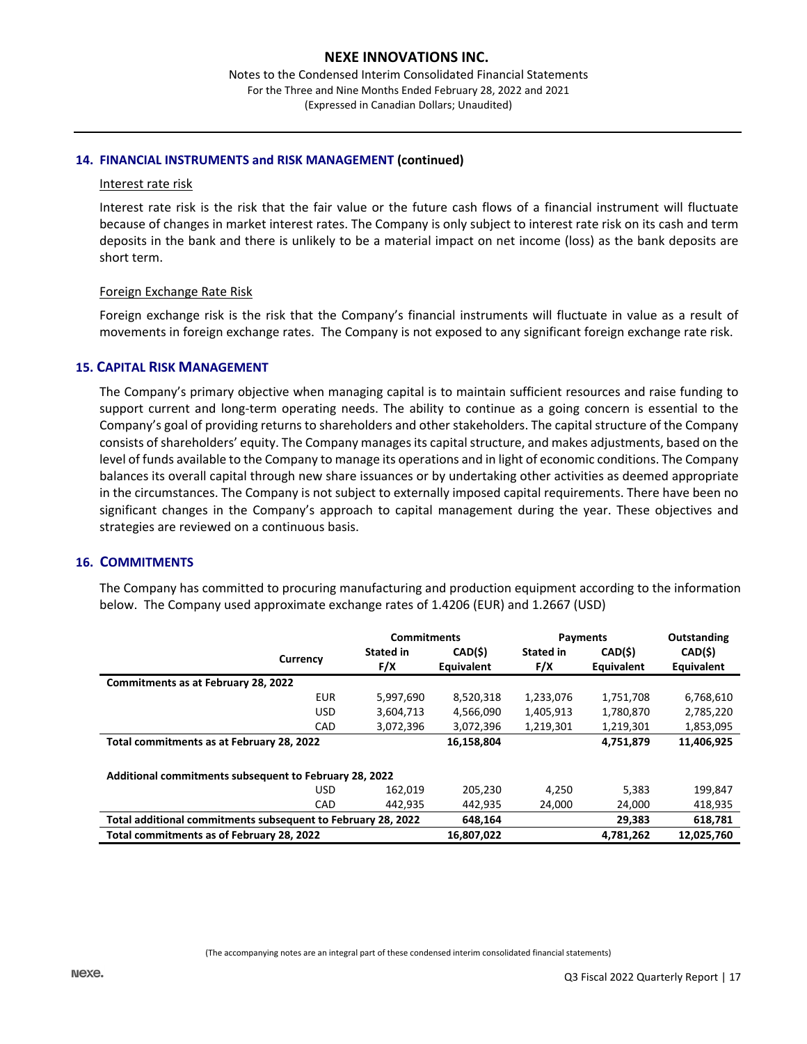## 14. FINANCIAL INSTRUMENTS and RISK MANAGEMENT (continued)

Interest rate risk

Interest rate risk is the risk that the fair value or the future cash flows of a financial instrument will fluctuate because of changes in market interest rates. The Company is only subject to interest rate risk on its cash and term deposits in the bank and there is unlikely to be a material impact on net income (loss) as the bank deposits are short term.

Foreign Exchange Rate Risk

Foreign exchange risk is the risk that the Company's financial instruments will fluctuate in value as a result of movements in foreign exchange rates. The Company is not exposed to any significant foreign exchange rate risk.

## 15. CAPITAL RISK MANAGEMENT

The Company's primary objective when managing capital is to maintain sufficient resources and raise funding to support current and long-term operating needs. The ability to continue as a going concern is essential to the Company's goal of providing returns to shareholders and other stakeholders. The capital structure of the Company consists of shareholders' equity. The Company manages its capital structure, and makes adjustments, based on the level of funds available to the Company to manage its operations and in light of economic conditions. The Company balances its overall capital through new share issuances or by undertaking other activities as deemed appropriate in the circumstances. The Company is not subject to externally imposed capital requirements. There have been no significant changes in the Company's approach to capital management during the year. These objectives and strategies are reviewed on a continuous basis.

## 16. COMMITMENTS

The Company has committed to procuring manufacturing and production equipment according to the information below. The Company used approximate exchange rates of 1.4206 (EUR) and 1.2667 (USD)

| Currency | Commitments | | Payments | | Outstanding |
|---|---|---|---|---|---|
| | Stated in F/X | CAD($) Equivalent | Stated in F/X | CAD($) Equivalent | CAD($) Equivalent |
| **Commitments as at February 28, 2022** | | | | | |
| EUR | 5,997,690 | 8,520,318 | 1,233,076 | 1,751,708 | 6,768,610 |
| USD | 3,604,713 | 4,566,090 | 1,405,913 | 1,780,870 | 2,785,220 |
| CAD | 3,072,396 | 3,072,396 | 1,219,301 | 1,219,301 | 1,853,095 |
| **Total commitments as at February 28, 2022** | | **16,158,804** | | **4,751,879** | **11,406,925** |
| | | | | | |
| **Additional commitments subsequent to February 28, 2022** | | | | | |
| USD | 162,019 | 205,230 | 4,250 | 5,383 | 199,847 |
| CAD | 442,935 | 442,935 | 24,000 | 24,000 | 418,935 |
| **Total additional commitments subsequent to February 28, 2022** | | **648,164** | | **29,383** | **618,781** |
| **Total commitments as of February 28, 2022** | | **16,807,022** | | **4,781,262** | **12,025,760** |

(The accompanying notes are an integral part of these condensed interim consolidated financial statements)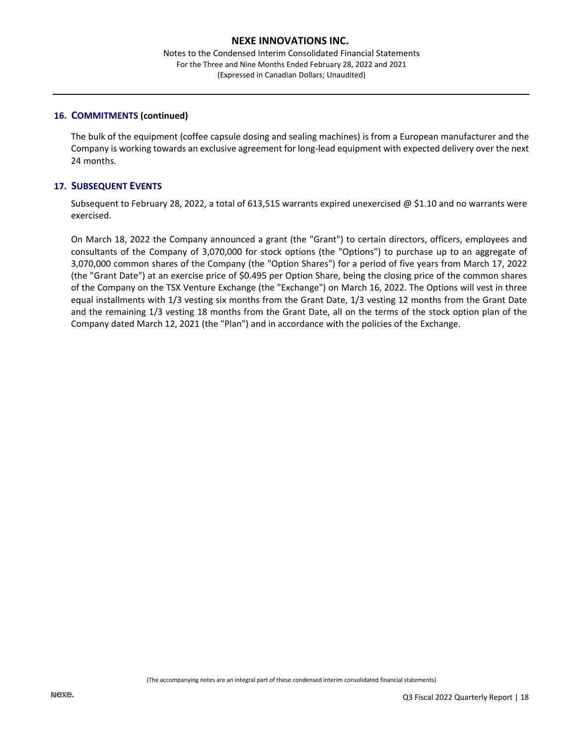## 16. COMMITMENTS (continued)

The bulk of the equipment (coffee capsule dosing and sealing machines) is from a European manufacturer and the Company is working towards an exclusive agreement for long-lead equipment with expected delivery over the next 24 months.

## 17. SUBSEQUENT EVENTS

Subsequent to February 28, 2022, a total of 613,515 warrants expired unexercised @ $1.10 and no warrants were exercised.

On March 18, 2022 the Company announced a grant (the "Grant") to certain directors, officers, employees and consultants of the Company of 3,070,000 for stock options (the "Options") to purchase up to an aggregate of 3,070,000 common shares of the Company (the "Option Shares") for a period of five years from March 17, 2022 (the "Grant Date") at an exercise price of $0.495 per Option Share, being the closing price of the common shares of the Company on the TSX Venture Exchange (the "Exchange") on March 16, 2022. The Options will vest in three equal installments with 1/3 vesting six months from the Grant Date, 1/3 vesting 12 months from the Grant Date and the remaining 1/3 vesting 18 months from the Grant Date, all on the terms of the stock option plan of the Company dated March 12, 2021 (the "Plan") and in accordance with the policies of the Exchange.

(The accompanying notes are an integral part of these condensed interim consolidated financial statements)